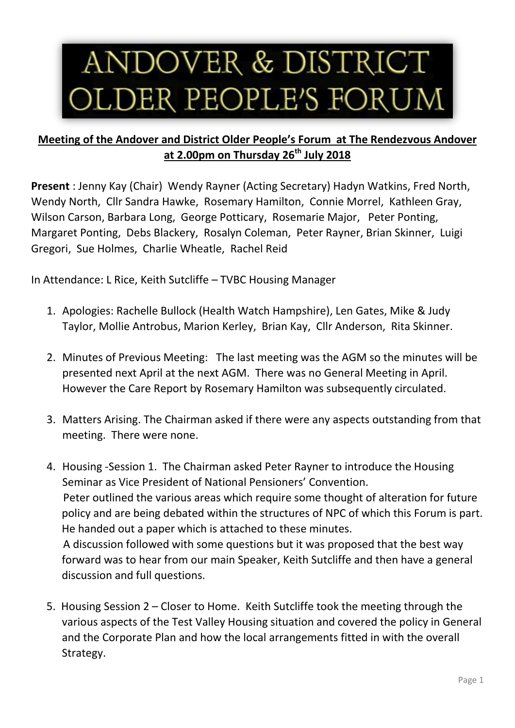# ANDOVER & DISTRICT OLDER PEOPLE'S FORUM

**Meeting of the Andover and District Older People's Forum at The Rendezvous Andover at 2.00pm on Thursday 26th July 2018**

**Present** : Jenny Kay (Chair) Wendy Rayner (Acting Secretary) Hadyn Watkins, Fred North, Wendy North, Cllr Sandra Hawke, Rosemary Hamilton, Connie Morrel, Kathleen Gray, Wilson Carson, Barbara Long, George Potticary, Rosemarie Major, Peter Ponting, Margaret Ponting, Debs Blackery, Rosalyn Coleman, Peter Rayner, Brian Skinner, Luigi Gregori, Sue Holmes, Charlie Wheatle, Rachel Reid

In Attendance: L Rice, Keith Sutcliffe – TVBC Housing Manager

1. Apologies: Rachelle Bullock (Health Watch Hampshire), Len Gates, Mike & Judy Taylor, Mollie Antrobus, Marion Kerley, Brian Kay, Cllr Anderson, Rita Skinner.

2. Minutes of Previous Meeting: The last meeting was the AGM so the minutes will be presented next April at the next AGM. There was no General Meeting in April. However the Care Report by Rosemary Hamilton was subsequently circulated.

3. Matters Arising. The Chairman asked if there were any aspects outstanding from that meeting. There were none.

4. Housing -Session 1. The Chairman asked Peter Rayner to introduce the Housing Seminar as Vice President of National Pensioners' Convention.
   Peter outlined the various areas which require some thought of alteration for future policy and are being debated within the structures of NPC of which this Forum is part. He handed out a paper which is attached to these minutes.
   A discussion followed with some questions but it was proposed that the best way forward was to hear from our main Speaker, Keith Sutcliffe and then have a general discussion and full questions.

5. Housing Session 2 – Closer to Home. Keith Sutcliffe took the meeting through the various aspects of the Test Valley Housing situation and covered the policy in General and the Corporate Plan and how the local arrangements fitted in with the overall Strategy.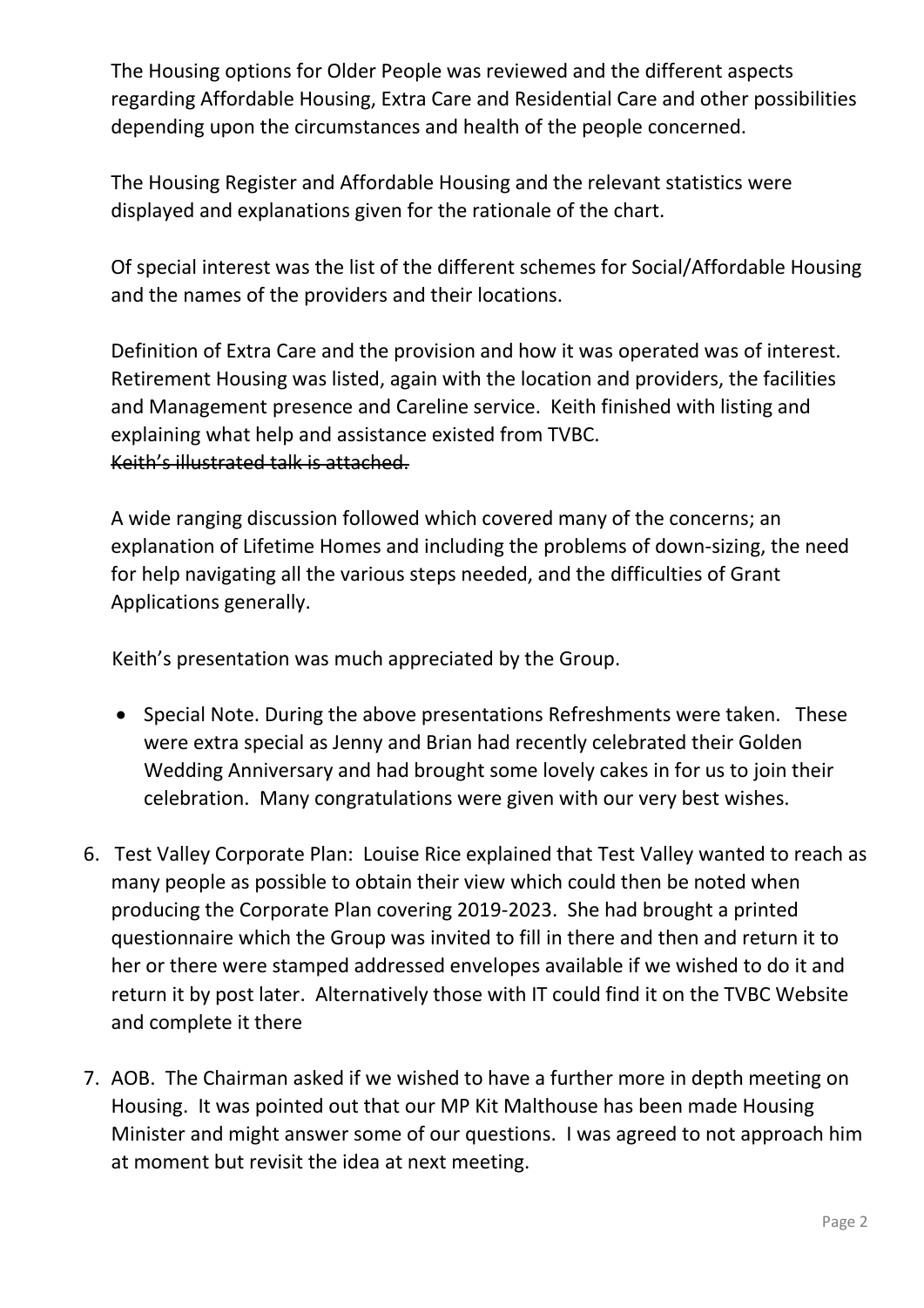The Housing options for Older People was reviewed and the different aspects regarding Affordable Housing, Extra Care and Residential Care and other possibilities depending upon the circumstances and health of the people concerned.

The Housing Register and Affordable Housing and the relevant statistics were displayed and explanations given for the rationale of the chart.

Of special interest was the list of the different schemes for Social/Affordable Housing and the names of the providers and their locations.

Definition of Extra Care and the provision and how it was operated was of interest. Retirement Housing was listed, again with the location and providers, the facilities and Management presence and Careline service. Keith finished with listing and explaining what help and assistance existed from TVBC.
~~Keith's illustrated talk is attached.~~

A wide ranging discussion followed which covered many of the concerns; an explanation of Lifetime Homes and including the problems of down-sizing, the need for help navigating all the various steps needed, and the difficulties of Grant Applications generally.

Keith's presentation was much appreciated by the Group.

- Special Note. During the above presentations Refreshments were taken. These were extra special as Jenny and Brian had recently celebrated their Golden Wedding Anniversary and had brought some lovely cakes in for us to join their celebration. Many congratulations were given with our very best wishes.

6. Test Valley Corporate Plan: Louise Rice explained that Test Valley wanted to reach as many people as possible to obtain their view which could then be noted when producing the Corporate Plan covering 2019-2023. She had brought a printed questionnaire which the Group was invited to fill in there and then and return it to her or there were stamped addressed envelopes available if we wished to do it and return it by post later. Alternatively those with IT could find it on the TVBC Website and complete it there

7. AOB. The Chairman asked if we wished to have a further more in depth meeting on Housing. It was pointed out that our MP Kit Malthouse has been made Housing Minister and might answer some of our questions. I was agreed to not approach him at moment but revisit the idea at next meeting.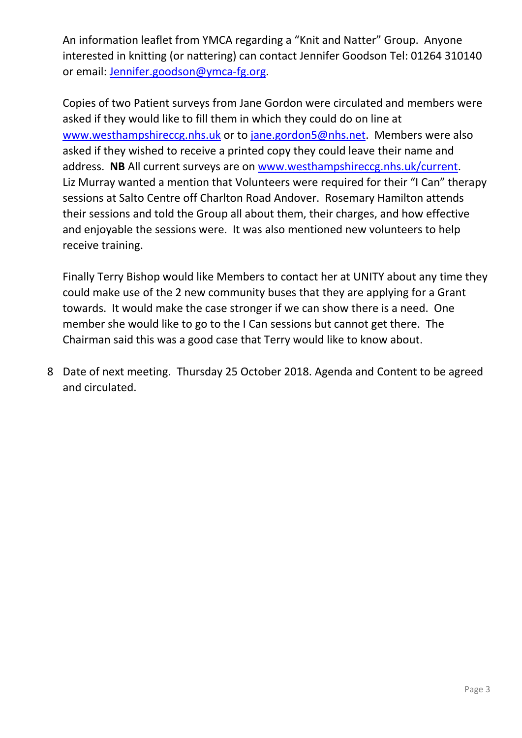An information leaflet from YMCA regarding a "Knit and Natter" Group. Anyone interested in knitting (or nattering) can contact Jennifer Goodson Tel: 01264 310140 or email: Jennifer.goodson@ymca-fg.org.

Copies of two Patient surveys from Jane Gordon were circulated and members were asked if they would like to fill them in which they could do on line at www.westhampshireccg.nhs.uk or to jane.gordon5@nhs.net. Members were also asked if they wished to receive a printed copy they could leave their name and address. **NB** All current surveys are on www.westhampshireccg.nhs.uk/current. Liz Murray wanted a mention that Volunteers were required for their "I Can" therapy sessions at Salto Centre off Charlton Road Andover. Rosemary Hamilton attends their sessions and told the Group all about them, their charges, and how effective and enjoyable the sessions were. It was also mentioned new volunteers to help receive training.

Finally Terry Bishop would like Members to contact her at UNITY about any time they could make use of the 2 new community buses that they are applying for a Grant towards. It would make the case stronger if we can show there is a need. One member she would like to go to the I Can sessions but cannot get there. The Chairman said this was a good case that Terry would like to know about.

8 Date of next meeting. Thursday 25 October 2018. Agenda and Content to be agreed and circulated.